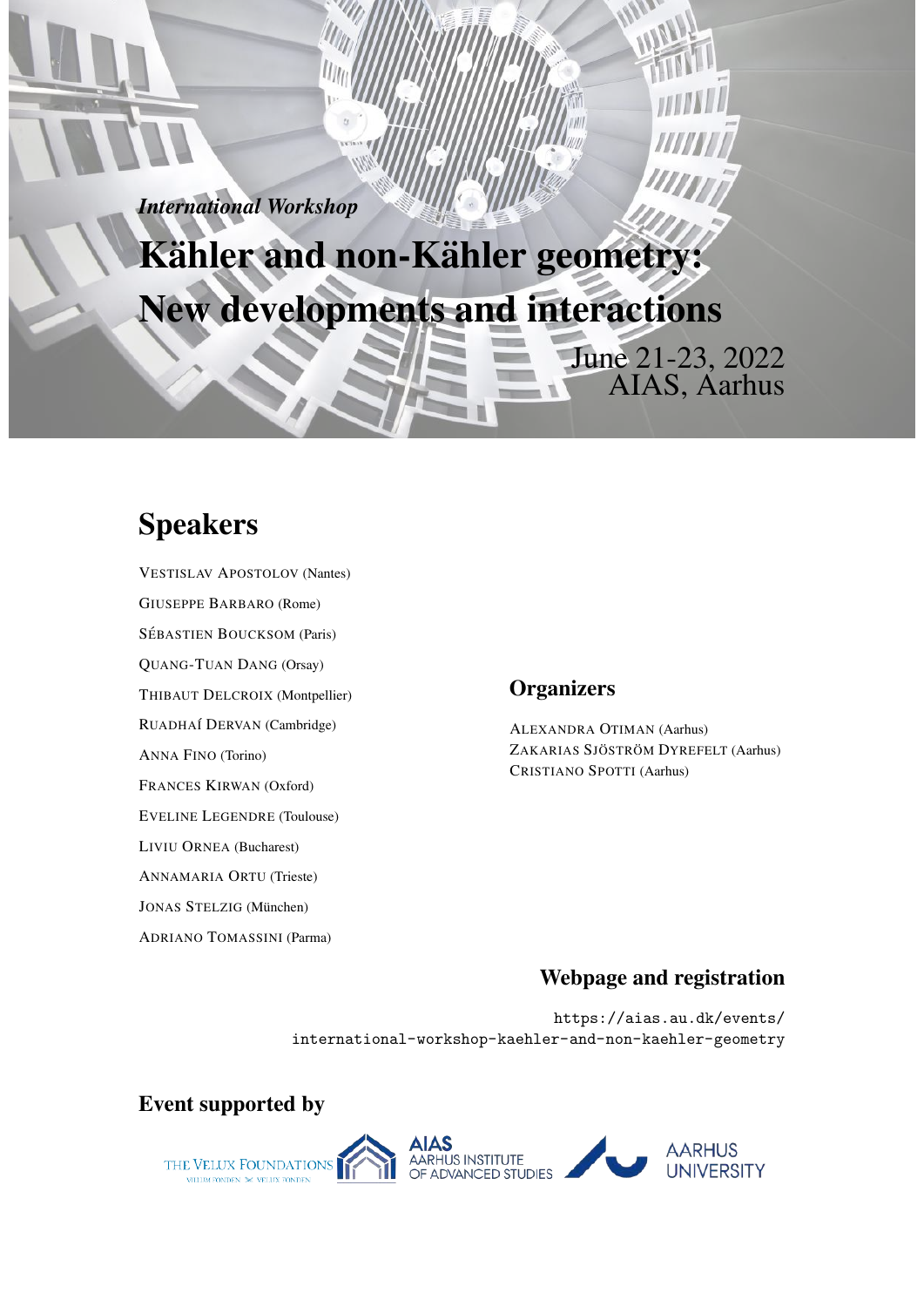*International Workshop*

# Kähler and non-Kähler geometry: New developments and interactions

June 21-23, 2022
AIAS, Aarhus

## Speakers

VESTISLAV APOSTOLOV (Nantes)

GIUSEPPE BARBARO (Rome)

SÉBASTIEN BOUCKSOM (Paris)

QUANG-TUAN DANG (Orsay)

THIBAUT DELCROIX (Montpellier)

RUADHAÍ DERVAN (Cambridge)

ANNA FINO (Torino)

FRANCES KIRWAN (Oxford)

EVELINE LEGENDRE (Toulouse)

LIVIU ORNEA (Bucharest)

ANNAMARIA ORTU (Trieste)

JONAS STELZIG (München)

ADRIANO TOMASSINI (Parma)

## Organizers

ALEXANDRA OTIMAN (Aarhus)
ZAKARIAS SJÖSTRÖM DYREFELT (Aarhus)
CRISTIANO SPOTTI (Aarhus)

## Webpage and registration

https://aias.au.dk/events/international-workshop-kaehler-and-non-kaehler-geometry

## Event supported by

THE VELUX FOUNDATIONS — VILLUM FONDEN, VELUX FONDEN
AIAS AARHUS INSTITUTE OF ADVANCED STUDIES
AARHUS UNIVERSITY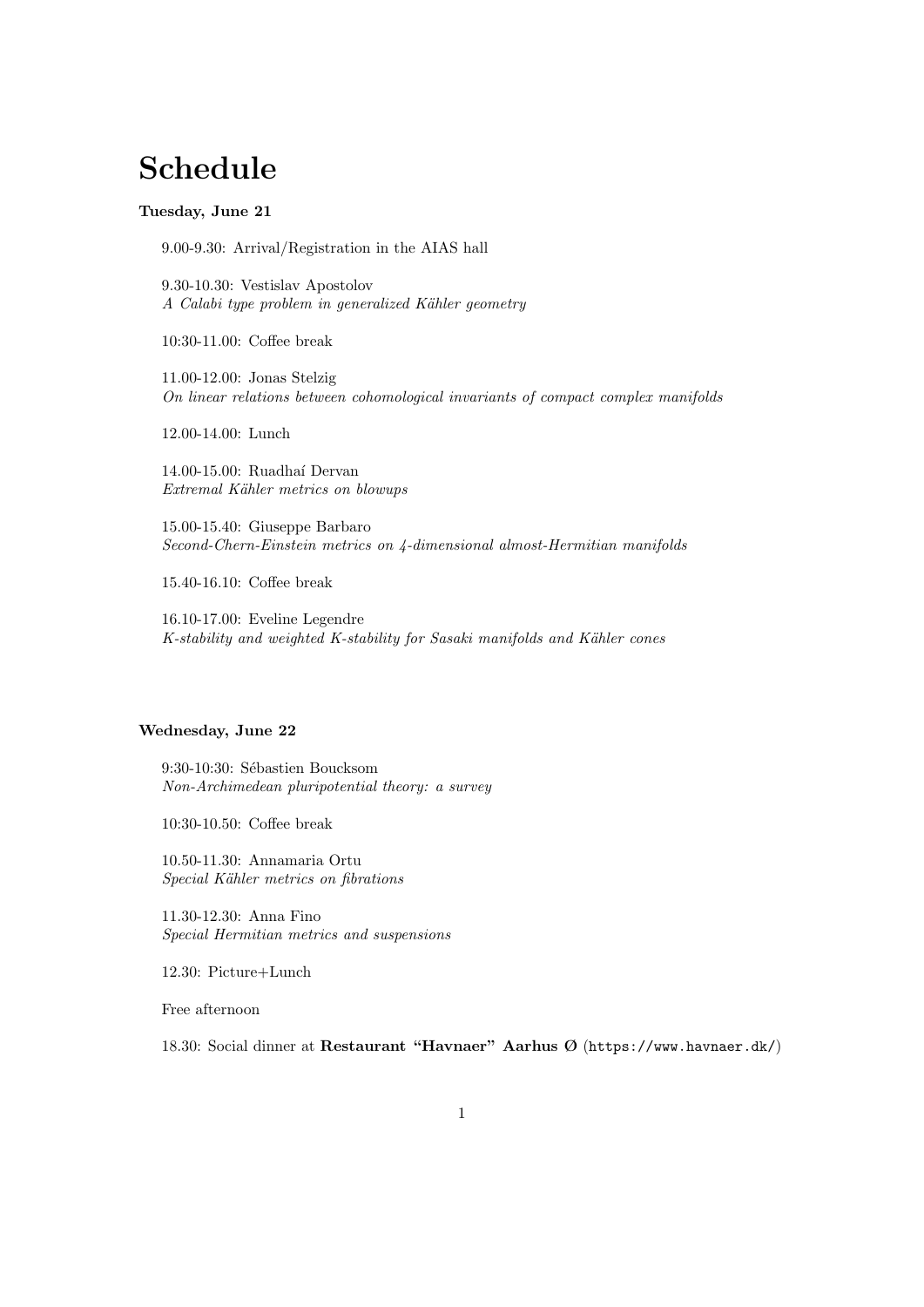# Schedule

**Tuesday, June 21**

9.00-9.30: Arrival/Registration in the AIAS hall

9.30-10.30: Vestislav Apostolov
*A Calabi type problem in generalized Kähler geometry*

10:30-11.00: Coffee break

11.00-12.00: Jonas Stelzig
*On linear relations between cohomological invariants of compact complex manifolds*

12.00-14.00: Lunch

14.00-15.00: Ruadhaí Dervan
*Extremal Kähler metrics on blowups*

15.00-15.40: Giuseppe Barbaro
*Second-Chern-Einstein metrics on 4-dimensional almost-Hermitian manifolds*

15.40-16.10: Coffee break

16.10-17.00: Eveline Legendre
*K-stability and weighted K-stability for Sasaki manifolds and Kähler cones*

**Wednesday, June 22**

9:30-10:30: Sébastien Boucksom
*Non-Archimedean pluripotential theory: a survey*

10:30-10.50: Coffee break

10.50-11.30: Annamaria Ortu
*Special Kähler metrics on fibrations*

11.30-12.30: Anna Fino
*Special Hermitian metrics and suspensions*

12.30: Picture+Lunch

Free afternoon

18.30: Social dinner at **Restaurant "Havnaer" Aarhus Ø** (`https://www.havnaer.dk/`)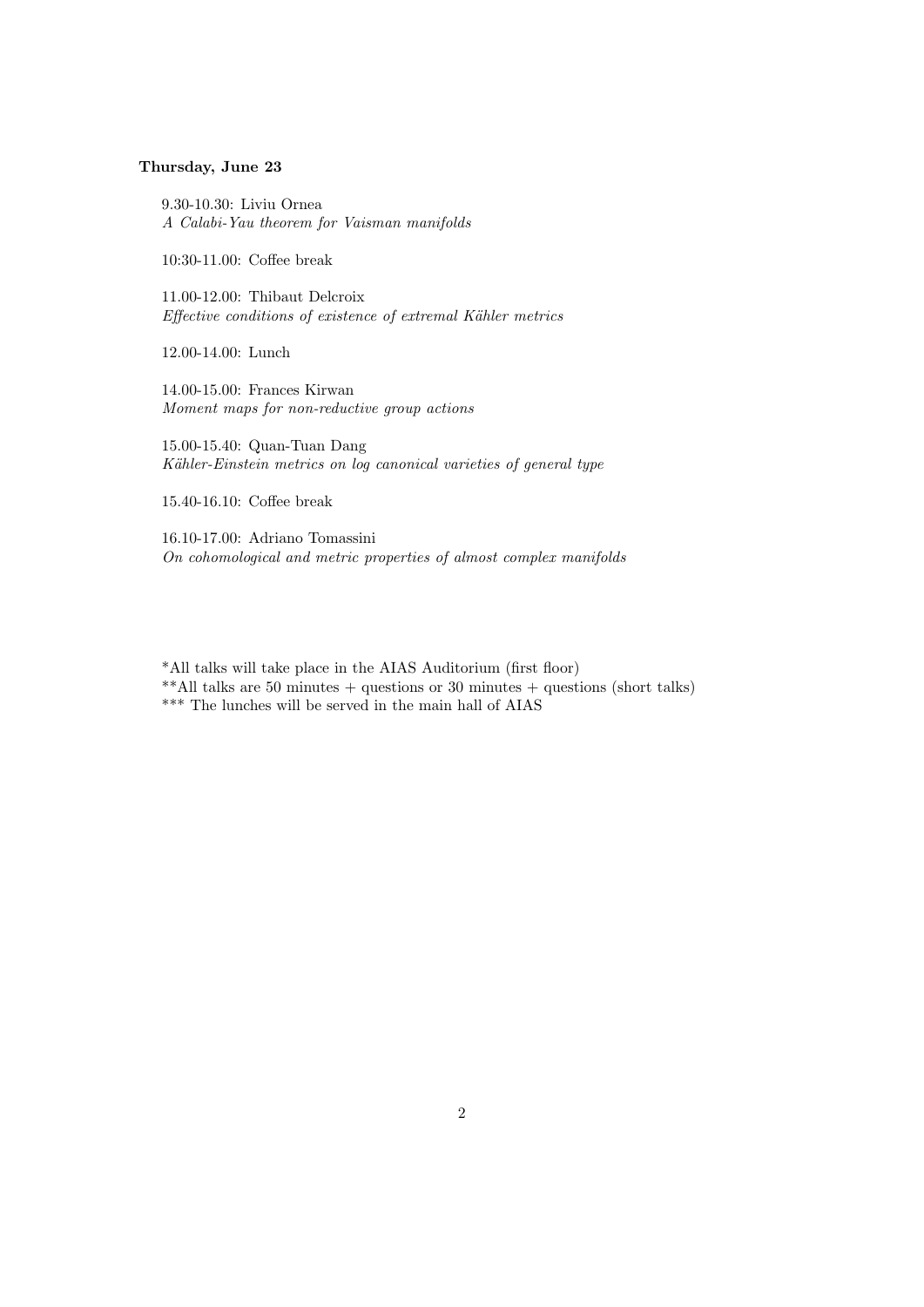**Thursday, June 23**

9.30-10.30: Liviu Ornea
*A Calabi-Yau theorem for Vaisman manifolds*

10:30-11.00: Coffee break

11.00-12.00: Thibaut Delcroix
*Effective conditions of existence of extremal Kähler metrics*

12.00-14.00: Lunch

14.00-15.00: Frances Kirwan
*Moment maps for non-reductive group actions*

15.00-15.40: Quan-Tuan Dang
*Kähler-Einstein metrics on log canonical varieties of general type*

15.40-16.10: Coffee break

16.10-17.00: Adriano Tomassini
*On cohomological and metric properties of almost complex manifolds*

*All talks will take place in the AIAS Auditorium (first floor)
**All talks are 50 minutes + questions or 30 minutes + questions (short talks)
*** The lunches will be served in the main hall of AIAS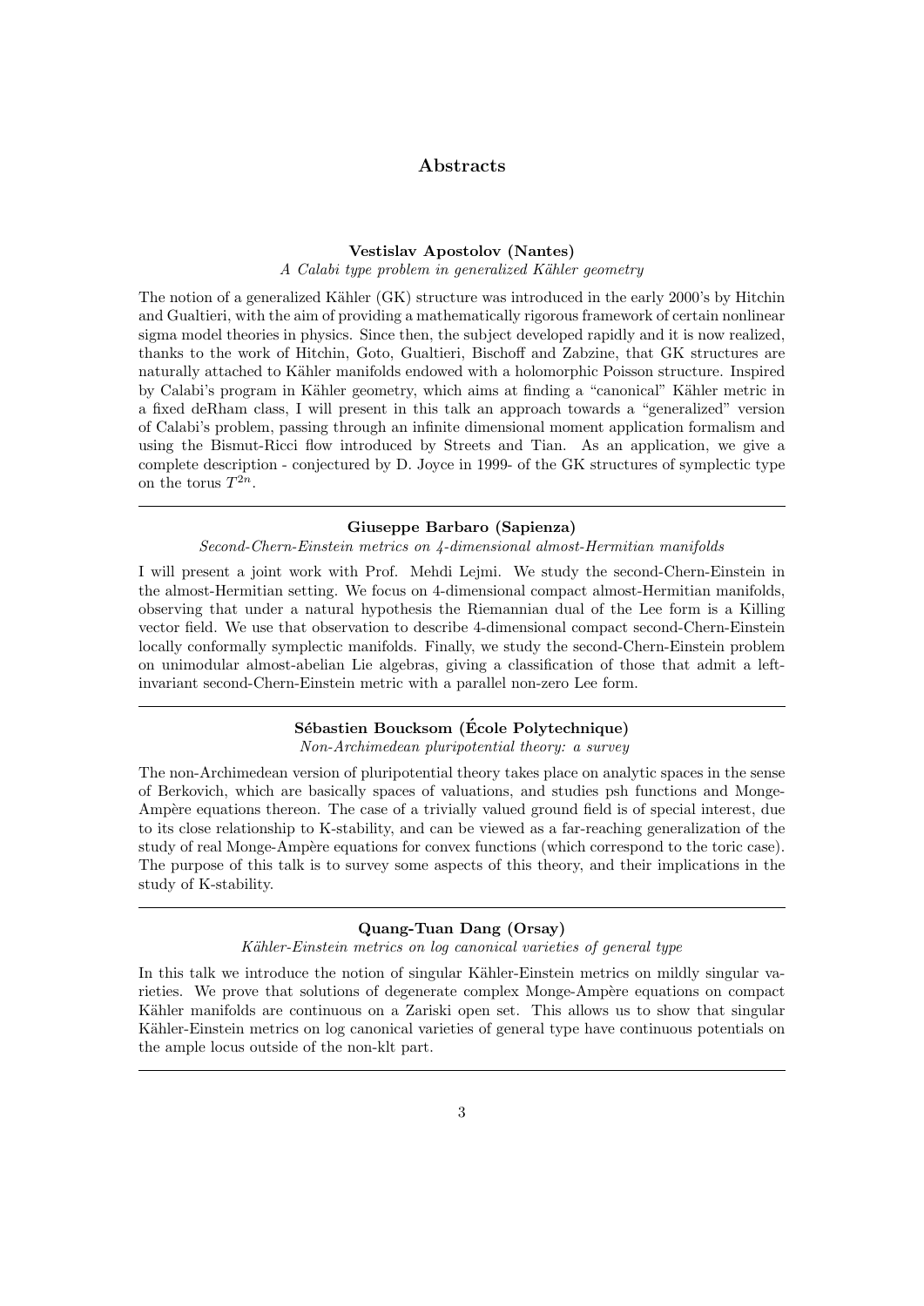# Abstracts

### Vestislav Apostolov (Nantes)

*A Calabi type problem in generalized Kähler geometry*

The notion of a generalized Kähler (GK) structure was introduced in the early 2000's by Hitchin and Gualtieri, with the aim of providing a mathematically rigorous framework of certain nonlinear sigma model theories in physics. Since then, the subject developed rapidly and it is now realized, thanks to the work of Hitchin, Goto, Gualtieri, Bischoff and Zabzine, that GK structures are naturally attached to Kähler manifolds endowed with a holomorphic Poisson structure. Inspired by Calabi's program in Kähler geometry, which aims at finding a "canonical" Kähler metric in a fixed deRham class, I will present in this talk an approach towards a "generalized" version of Calabi's problem, passing through an infinite dimensional moment application formalism and using the Bismut-Ricci flow introduced by Streets and Tian. As an application, we give a complete description - conjectured by D. Joyce in 1999- of the GK structures of symplectic type on the torus $T^{2n}$.

---

### Giuseppe Barbaro (Sapienza)

*Second-Chern-Einstein metrics on 4-dimensional almost-Hermitian manifolds*

I will present a joint work with Prof. Mehdi Lejmi. We study the second-Chern-Einstein in the almost-Hermitian setting. We focus on 4-dimensional compact almost-Hermitian manifolds, observing that under a natural hypothesis the Riemannian dual of the Lee form is a Killing vector field. We use that observation to describe 4-dimensional compact second-Chern-Einstein locally conformally symplectic manifolds. Finally, we study the second-Chern-Einstein problem on unimodular almost-abelian Lie algebras, giving a classification of those that admit a left-invariant second-Chern-Einstein metric with a parallel non-zero Lee form.

---

### Sébastien Boucksom (École Polytechnique)

*Non-Archimedean pluripotential theory: a survey*

The non-Archimedean version of pluripotential theory takes place on analytic spaces in the sense of Berkovich, which are basically spaces of valuations, and studies psh functions and Monge-Ampère equations thereon. The case of a trivially valued ground field is of special interest, due to its close relationship to K-stability, and can be viewed as a far-reaching generalization of the study of real Monge-Ampère equations for convex functions (which correspond to the toric case). The purpose of this talk is to survey some aspects of this theory, and their implications in the study of K-stability.

---

### Quang-Tuan Dang (Orsay)

*Kähler-Einstein metrics on log canonical varieties of general type*

In this talk we introduce the notion of singular Kähler-Einstein metrics on mildly singular varieties. We prove that solutions of degenerate complex Monge-Ampère equations on compact Kähler manifolds are continuous on a Zariski open set. This allows us to show that singular Kähler-Einstein metrics on log canonical varieties of general type have continuous potentials on the ample locus outside of the non-klt part.

---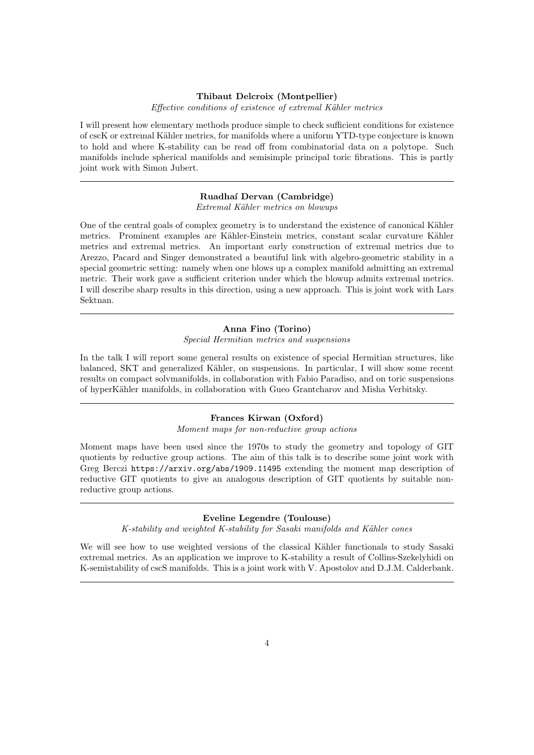### Thibaut Delcroix (Montpellier)

*Effective conditions of existence of extremal Kähler metrics*

I will present how elementary methods produce simple to check sufficient conditions for existence of cscK or extremal Kähler metrics, for manifolds where a uniform YTD-type conjecture is known to hold and where K-stability can be read off from combinatorial data on a polytope. Such manifolds include spherical manifolds and semisimple principal toric fibrations. This is partly joint work with Simon Jubert.

---

### Ruadhaí Dervan (Cambridge)

*Extremal Kähler metrics on blowups*

One of the central goals of complex geometry is to understand the existence of canonical Kähler metrics. Prominent examples are Kähler-Einstein metrics, constant scalar curvature Kähler metrics and extremal metrics. An important early construction of extremal metrics due to Arezzo, Pacard and Singer demonstrated a beautiful link with algebro-geometric stability in a special geometric setting: namely when one blows up a complex manifold admitting an extremal metric. Their work gave a sufficient criterion under which the blowup admits extremal metrics. I will describe sharp results in this direction, using a new approach. This is joint work with Lars Sektnan.

---

### Anna Fino (Torino)

*Special Hermitian metrics and suspensions*

In the talk I will report some general results on existence of special Hermitian structures, like balanced, SKT and generalized Kähler, on suspensions. In particular, I will show some recent results on compact solvmanifolds, in collaboration with Fabio Paradiso, and on toric suspensions of hyperKähler manifolds, in collaboration with Gueo Grantcharov and Misha Verbitsky.

---

### Frances Kirwan (Oxford)

*Moment maps for non-reductive group actions*

Moment maps have been used since the 1970s to study the geometry and topology of GIT quotients by reductive group actions. The aim of this talk is to describe some joint work with Greg Berczi `https://arxiv.org/abs/1909.11495` extending the moment map description of reductive GIT quotients to give an analogous description of GIT quotients by suitable non-reductive group actions.

---

### Eveline Legendre (Toulouse)

*K-stability and weighted K-stability for Sasaki manifolds and Kähler cones*

We will see how to use weighted versions of the classical Kähler functionals to study Sasaki extremal metrics. As an application we improve to K-stability a result of Collins-Szekelyhidi on K-semistability of cscS manifolds. This is a joint work with V. Apostolov and D.J.M. Calderbank.

---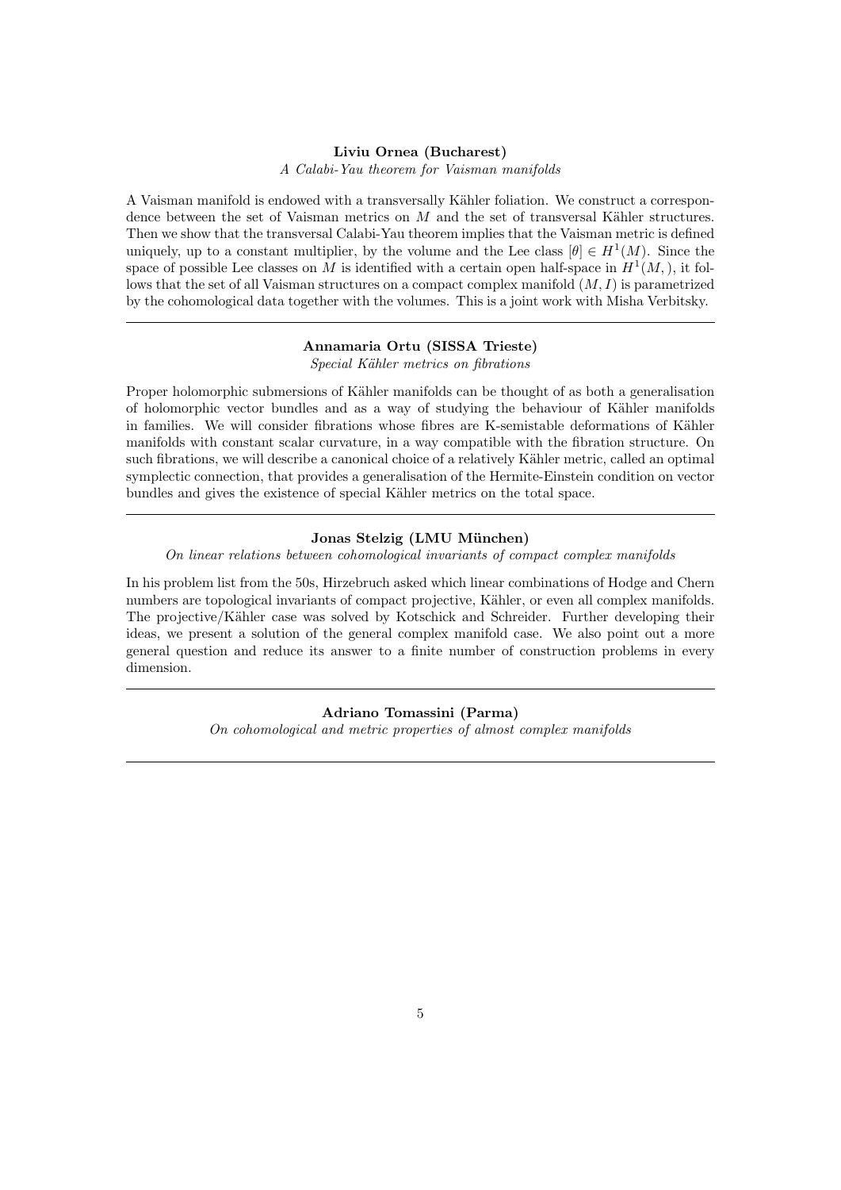**Liviu Ornea (Bucharest)**

*A Calabi-Yau theorem for Vaisman manifolds*

A Vaisman manifold is endowed with a transversally Kähler foliation. We construct a correspondence between the set of Vaisman metrics on $M$ and the set of transversal Kähler structures. Then we show that the transversal Calabi-Yau theorem implies that the Vaisman metric is defined uniquely, up to a constant multiplier, by the volume and the Lee class $[\theta] \in H^1(M)$. Since the space of possible Lee classes on $M$ is identified with a certain open half-space in $H^1(M, )$, it follows that the set of all Vaisman structures on a compact complex manifold $(M, I)$ is parametrized by the cohomological data together with the volumes. This is a joint work with Misha Verbitsky.

---

**Annamaria Ortu (SISSA Trieste)**

*Special Kähler metrics on fibrations*

Proper holomorphic submersions of Kähler manifolds can be thought of as both a generalisation of holomorphic vector bundles and as a way of studying the behaviour of Kähler manifolds in families. We will consider fibrations whose fibres are K-semistable deformations of Kähler manifolds with constant scalar curvature, in a way compatible with the fibration structure. On such fibrations, we will describe a canonical choice of a relatively Kähler metric, called an optimal symplectic connection, that provides a generalisation of the Hermite-Einstein condition on vector bundles and gives the existence of special Kähler metrics on the total space.

---

**Jonas Stelzig (LMU München)**

*On linear relations between cohomological invariants of compact complex manifolds*

In his problem list from the 50s, Hirzebruch asked which linear combinations of Hodge and Chern numbers are topological invariants of compact projective, Kähler, or even all complex manifolds. The projective/Kähler case was solved by Kotschick and Schreider. Further developing their ideas, we present a solution of the general complex manifold case. We also point out a more general question and reduce its answer to a finite number of construction problems in every dimension.

---

**Adriano Tomassini (Parma)**

*On cohomological and metric properties of almost complex manifolds*

---